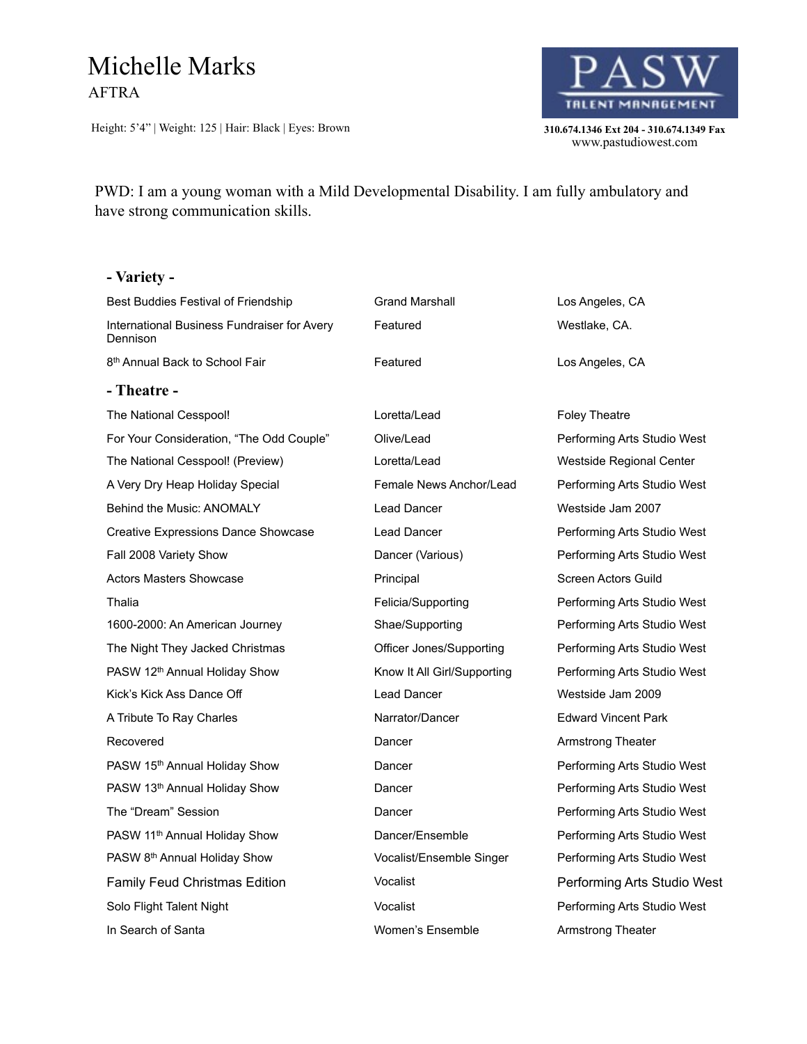# Michelle Marks

AFTRA

Height: 5'4" | Weight: 125 | Hair: Black | Eyes: Brown

**PASW TALENT MANAGEMENT**

**310.674.1346 Ext 204 - 310.674.1349 Fax**
www.pastudiowest.com

PWD: I am a young woman with a Mild Developmental Disability. I am fully ambulatory and have strong communication skills.

## - Variety -

| | | |
|---|---|---|
| Best Buddies Festival of Friendship | Grand Marshall | Los Angeles, CA |
| International Business Fundraiser for Avery Dennison | Featured | Westlake, CA. |
| 8th Annual Back to School Fair | Featured | Los Angeles, CA |

## - Theatre -

| | | |
|---|---|---|
| The National Cesspool! | Loretta/Lead | Foley Theatre |
| For Your Consideration, "The Odd Couple" | Olive/Lead | Performing Arts Studio West |
| The National Cesspool! (Preview) | Loretta/Lead | Westside Regional Center |
| A Very Dry Heap Holiday Special | Female News Anchor/Lead | Performing Arts Studio West |
| Behind the Music: ANOMALY | Lead Dancer | Westside Jam 2007 |
| Creative Expressions Dance Showcase | Lead Dancer | Performing Arts Studio West |
| Fall 2008 Variety Show | Dancer (Various) | Performing Arts Studio West |
| Actors Masters Showcase | Principal | Screen Actors Guild |
| Thalia | Felicia/Supporting | Performing Arts Studio West |
| 1600-2000: An American Journey | Shae/Supporting | Performing Arts Studio West |
| The Night They Jacked Christmas | Officer Jones/Supporting | Performing Arts Studio West |
| PASW 12th Annual Holiday Show | Know It All Girl/Supporting | Performing Arts Studio West |
| Kick's Kick Ass Dance Off | Lead Dancer | Westside Jam 2009 |
| A Tribute To Ray Charles | Narrator/Dancer | Edward Vincent Park |
| Recovered | Dancer | Armstrong Theater |
| PASW 15th Annual Holiday Show | Dancer | Performing Arts Studio West |
| PASW 13th Annual Holiday Show | Dancer | Performing Arts Studio West |
| The "Dream" Session | Dancer | Performing Arts Studio West |
| PASW 11th Annual Holiday Show | Dancer/Ensemble | Performing Arts Studio West |
| PASW 8th Annual Holiday Show | Vocalist/Ensemble Singer | Performing Arts Studio West |
| Family Feud Christmas Edition | Vocalist | Performing Arts Studio West |
| Solo Flight Talent Night | Vocalist | Performing Arts Studio West |
| In Search of Santa | Women's Ensemble | Armstrong Theater |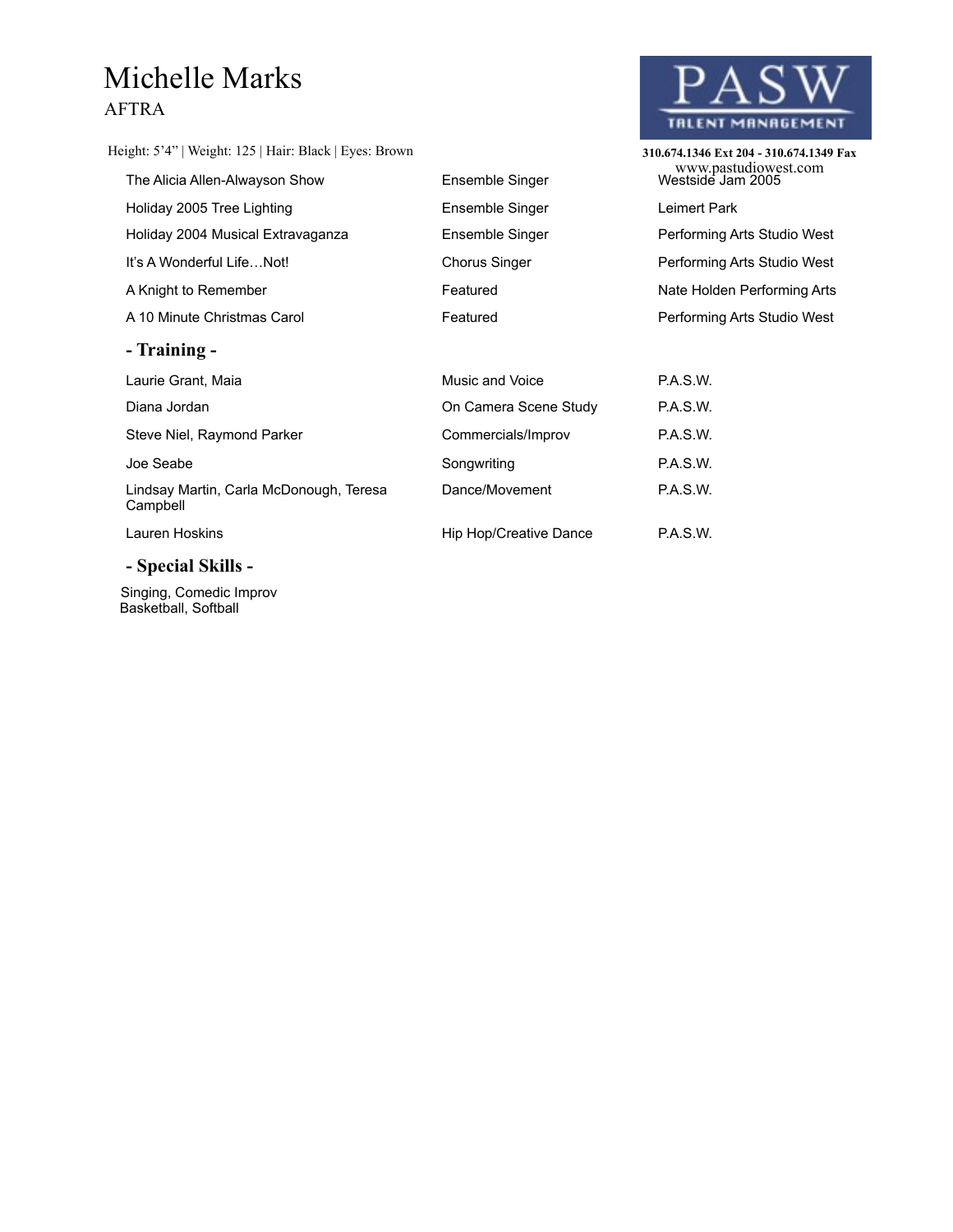# Michelle Marks

AFTRA

Height: 5'4" | Weight: 125 | Hair: Black | Eyes: Brown

PASW TALENT MANAGEMENT

310.674.1346 Ext 204 - 310.674.1349 Fax

www.pastudiowest.com

| | | |
|---|---|---|
| The Alicia Allen-Alwayson Show | Ensemble Singer | Westside Jam 2005 |
| Holiday 2005 Tree Lighting | Ensemble Singer | Leimert Park |
| Holiday 2004 Musical Extravaganza | Ensemble Singer | Performing Arts Studio West |
| It's A Wonderful Life…Not! | Chorus Singer | Performing Arts Studio West |
| A Knight to Remember | Featured | Nate Holden Performing Arts |
| A 10 Minute Christmas Carol | Featured | Performing Arts Studio West |

## - Training -

| | | |
|---|---|---|
| Laurie Grant, Maia | Music and Voice | P.A.S.W. |
| Diana Jordan | On Camera Scene Study | P.A.S.W. |
| Steve Niel, Raymond Parker | Commercials/Improv | P.A.S.W. |
| Joe Seabe | Songwriting | P.A.S.W. |
| Lindsay Martin, Carla McDonough, Teresa Campbell | Dance/Movement | P.A.S.W. |
| Lauren Hoskins | Hip Hop/Creative Dance | P.A.S.W. |

## - Special Skills -

Singing, Comedic Improv
Basketball, Softball